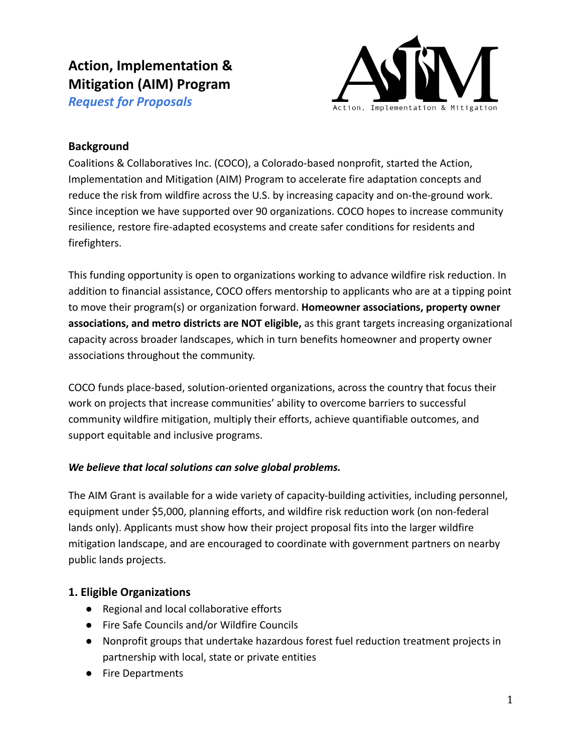# Action, Implementation & Mitigation (AIM) Program

***Request for Proposals***

Action, Implementation & Mitigation

## Background

Coalitions & Collaboratives Inc. (COCO), a Colorado-based nonprofit, started the Action, Implementation and Mitigation (AIM) Program to accelerate fire adaptation concepts and reduce the risk from wildfire across the U.S. by increasing capacity and on-the-ground work. Since inception we have supported over 90 organizations. COCO hopes to increase community resilience, restore fire-adapted ecosystems and create safer conditions for residents and firefighters.

This funding opportunity is open to organizations working to advance wildfire risk reduction. In addition to financial assistance, COCO offers mentorship to applicants who are at a tipping point to move their program(s) or organization forward. **Homeowner associations, property owner associations, and metro districts are NOT eligible,** as this grant targets increasing organizational capacity across broader landscapes, which in turn benefits homeowner and property owner associations throughout the community.

COCO funds place-based, solution-oriented organizations, across the country that focus their work on projects that increase communities' ability to overcome barriers to successful community wildfire mitigation, multiply their efforts, achieve quantifiable outcomes, and support equitable and inclusive programs.

***We believe that local solutions can solve global problems.***

The AIM Grant is available for a wide variety of capacity-building activities, including personnel, equipment under $5,000, planning efforts, and wildfire risk reduction work (on non-federal lands only). Applicants must show how their project proposal fits into the larger wildfire mitigation landscape, and are encouraged to coordinate with government partners on nearby public lands projects.

## 1. Eligible Organizations

- Regional and local collaborative efforts
- Fire Safe Councils and/or Wildfire Councils
- Nonprofit groups that undertake hazardous forest fuel reduction treatment projects in partnership with local, state or private entities
- Fire Departments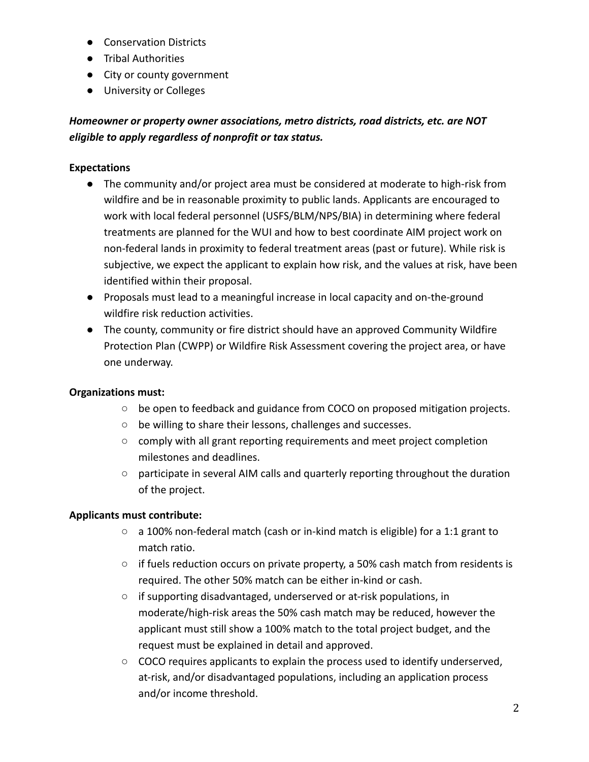- Conservation Districts
- Tribal Authorities
- City or county government
- University or Colleges

***Homeowner or property owner associations, metro districts, road districts, etc. are NOT eligible to apply regardless of nonprofit or tax status.***

**Expectations**

- The community and/or project area must be considered at moderate to high-risk from wildfire and be in reasonable proximity to public lands. Applicants are encouraged to work with local federal personnel (USFS/BLM/NPS/BIA) in determining where federal treatments are planned for the WUI and how to best coordinate AIM project work on non-federal lands in proximity to federal treatment areas (past or future). While risk is subjective, we expect the applicant to explain how risk, and the values at risk, have been identified within their proposal.
- Proposals must lead to a meaningful increase in local capacity and on-the-ground wildfire risk reduction activities.
- The county, community or fire district should have an approved Community Wildfire Protection Plan (CWPP) or Wildfire Risk Assessment covering the project area, or have one underway.

**Organizations must:**

- be open to feedback and guidance from COCO on proposed mitigation projects.
- be willing to share their lessons, challenges and successes.
- comply with all grant reporting requirements and meet project completion milestones and deadlines.
- participate in several AIM calls and quarterly reporting throughout the duration of the project.

**Applicants must contribute:**

- a 100% non-federal match (cash or in-kind match is eligible) for a 1:1 grant to match ratio.
- if fuels reduction occurs on private property, a 50% cash match from residents is required. The other 50% match can be either in-kind or cash.
- if supporting disadvantaged, underserved or at-risk populations, in moderate/high-risk areas the 50% cash match may be reduced, however the applicant must still show a 100% match to the total project budget, and the request must be explained in detail and approved.
- COCO requires applicants to explain the process used to identify underserved, at-risk, and/or disadvantaged populations, including an application process and/or income threshold.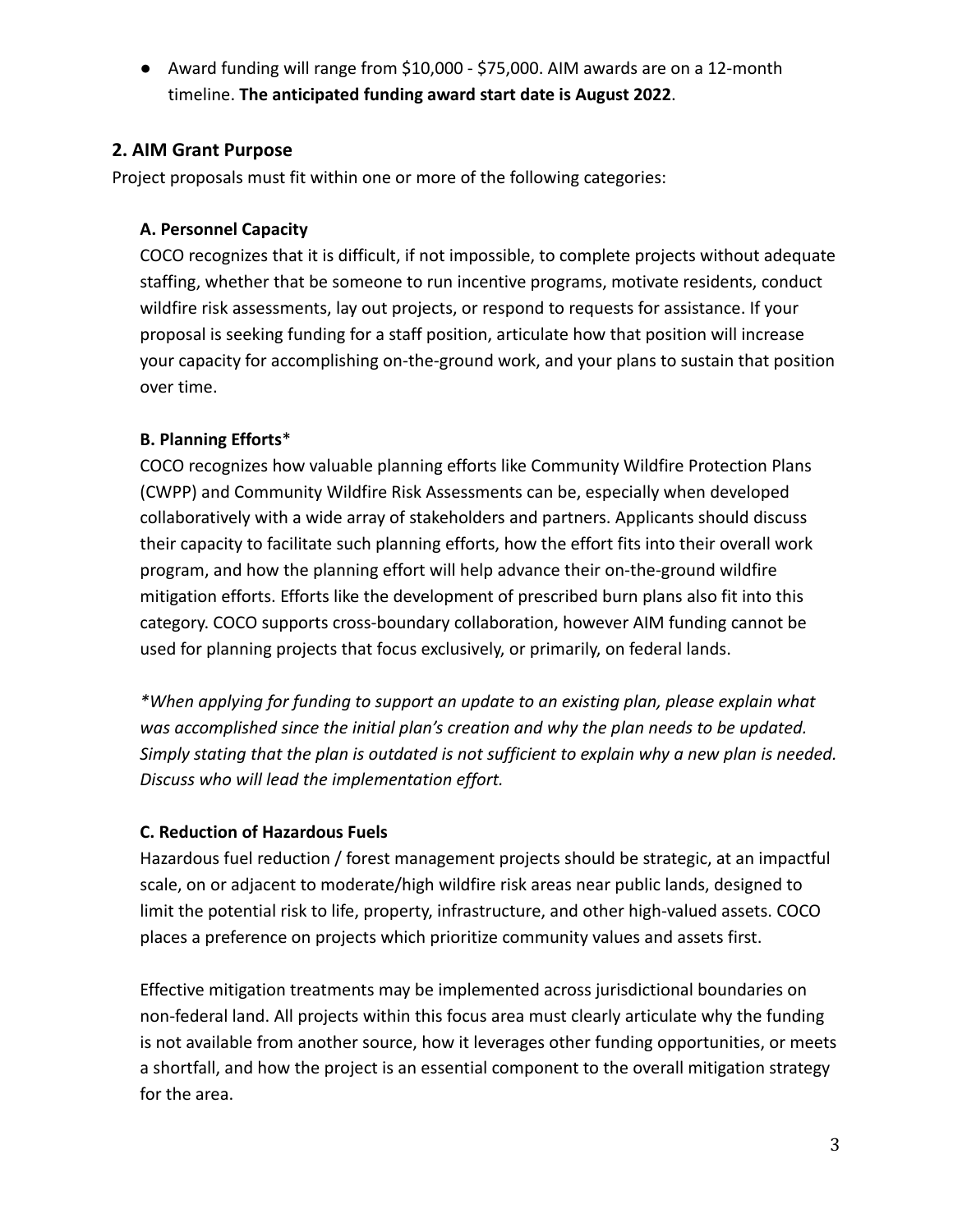- Award funding will range from $10,000 - $75,000. AIM awards are on a 12-month timeline. **The anticipated funding award start date is August 2022**.

## 2. AIM Grant Purpose

Project proposals must fit within one or more of the following categories:

### A. Personnel Capacity

COCO recognizes that it is difficult, if not impossible, to complete projects without adequate staffing, whether that be someone to run incentive programs, motivate residents, conduct wildfire risk assessments, lay out projects, or respond to requests for assistance. If your proposal is seeking funding for a staff position, articulate how that position will increase your capacity for accomplishing on-the-ground work, and your plans to sustain that position over time.

### B. Planning Efforts*

COCO recognizes how valuable planning efforts like Community Wildfire Protection Plans (CWPP) and Community Wildfire Risk Assessments can be, especially when developed collaboratively with a wide array of stakeholders and partners. Applicants should discuss their capacity to facilitate such planning efforts, how the effort fits into their overall work program, and how the planning effort will help advance their on-the-ground wildfire mitigation efforts. Efforts like the development of prescribed burn plans also fit into this category. COCO supports cross-boundary collaboration, however AIM funding cannot be used for planning projects that focus exclusively, or primarily, on federal lands.

*\*When applying for funding to support an update to an existing plan, please explain what was accomplished since the initial plan's creation and why the plan needs to be updated. Simply stating that the plan is outdated is not sufficient to explain why a new plan is needed. Discuss who will lead the implementation effort.*

### C. Reduction of Hazardous Fuels

Hazardous fuel reduction / forest management projects should be strategic, at an impactful scale, on or adjacent to moderate/high wildfire risk areas near public lands, designed to limit the potential risk to life, property, infrastructure, and other high-valued assets. COCO places a preference on projects which prioritize community values and assets first.

Effective mitigation treatments may be implemented across jurisdictional boundaries on non-federal land. All projects within this focus area must clearly articulate why the funding is not available from another source, how it leverages other funding opportunities, or meets a shortfall, and how the project is an essential component to the overall mitigation strategy for the area.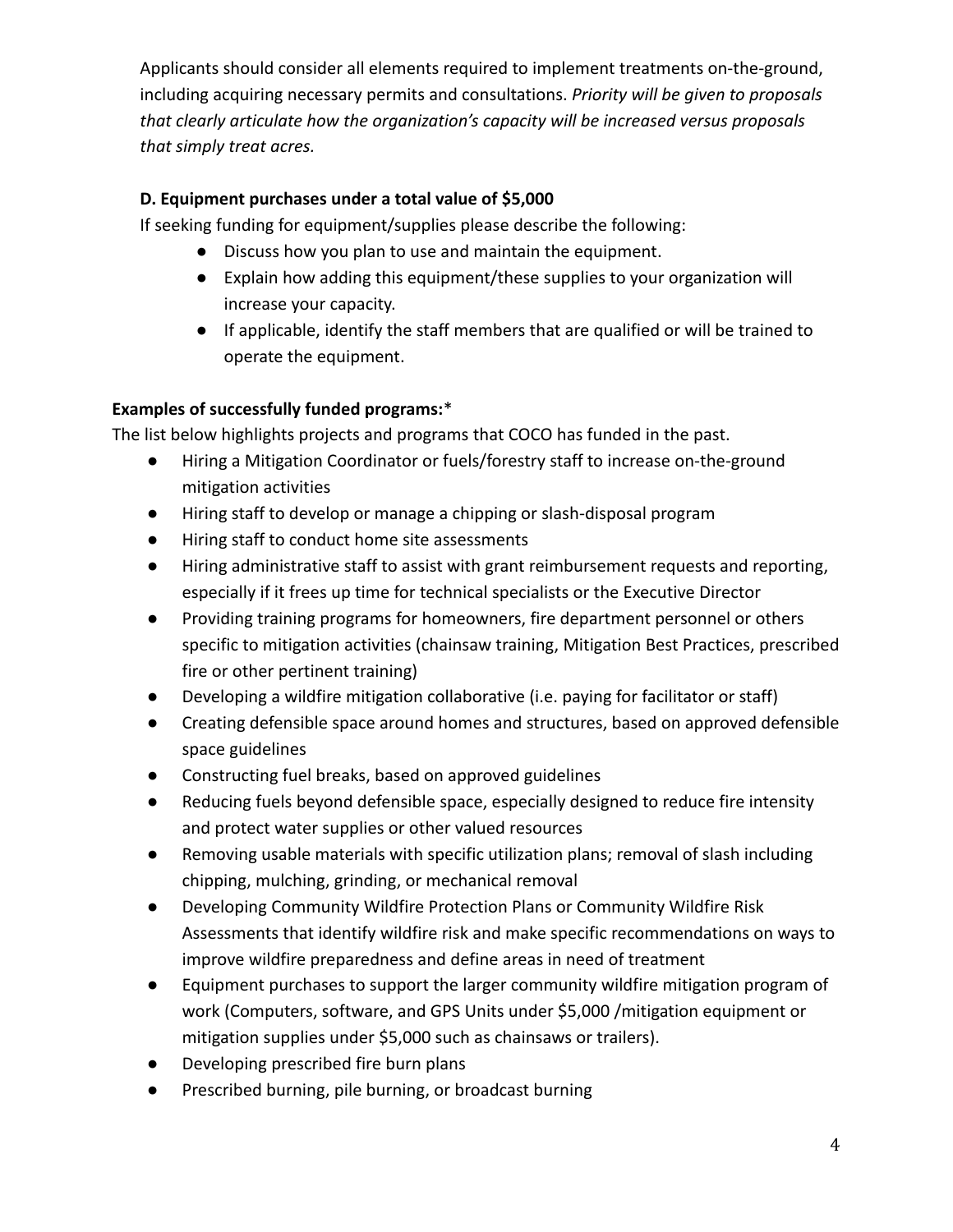Applicants should consider all elements required to implement treatments on-the-ground, including acquiring necessary permits and consultations. *Priority will be given to proposals that clearly articulate how the organization's capacity will be increased versus proposals that simply treat acres.*

**D. Equipment purchases under a total value of $5,000**

If seeking funding for equipment/supplies please describe the following:

- Discuss how you plan to use and maintain the equipment.
- Explain how adding this equipment/these supplies to your organization will increase your capacity.
- If applicable, identify the staff members that are qualified or will be trained to operate the equipment.

**Examples of successfully funded programs:***

The list below highlights projects and programs that COCO has funded in the past.

- Hiring a Mitigation Coordinator or fuels/forestry staff to increase on-the-ground mitigation activities
- Hiring staff to develop or manage a chipping or slash-disposal program
- Hiring staff to conduct home site assessments
- Hiring administrative staff to assist with grant reimbursement requests and reporting, especially if it frees up time for technical specialists or the Executive Director
- Providing training programs for homeowners, fire department personnel or others specific to mitigation activities (chainsaw training, Mitigation Best Practices, prescribed fire or other pertinent training)
- Developing a wildfire mitigation collaborative (i.e. paying for facilitator or staff)
- Creating defensible space around homes and structures, based on approved defensible space guidelines
- Constructing fuel breaks, based on approved guidelines
- Reducing fuels beyond defensible space, especially designed to reduce fire intensity and protect water supplies or other valued resources
- Removing usable materials with specific utilization plans; removal of slash including chipping, mulching, grinding, or mechanical removal
- Developing Community Wildfire Protection Plans or Community Wildfire Risk Assessments that identify wildfire risk and make specific recommendations on ways to improve wildfire preparedness and define areas in need of treatment
- Equipment purchases to support the larger community wildfire mitigation program of work (Computers, software, and GPS Units under $5,000 /mitigation equipment or mitigation supplies under $5,000 such as chainsaws or trailers).
- Developing prescribed fire burn plans
- Prescribed burning, pile burning, or broadcast burning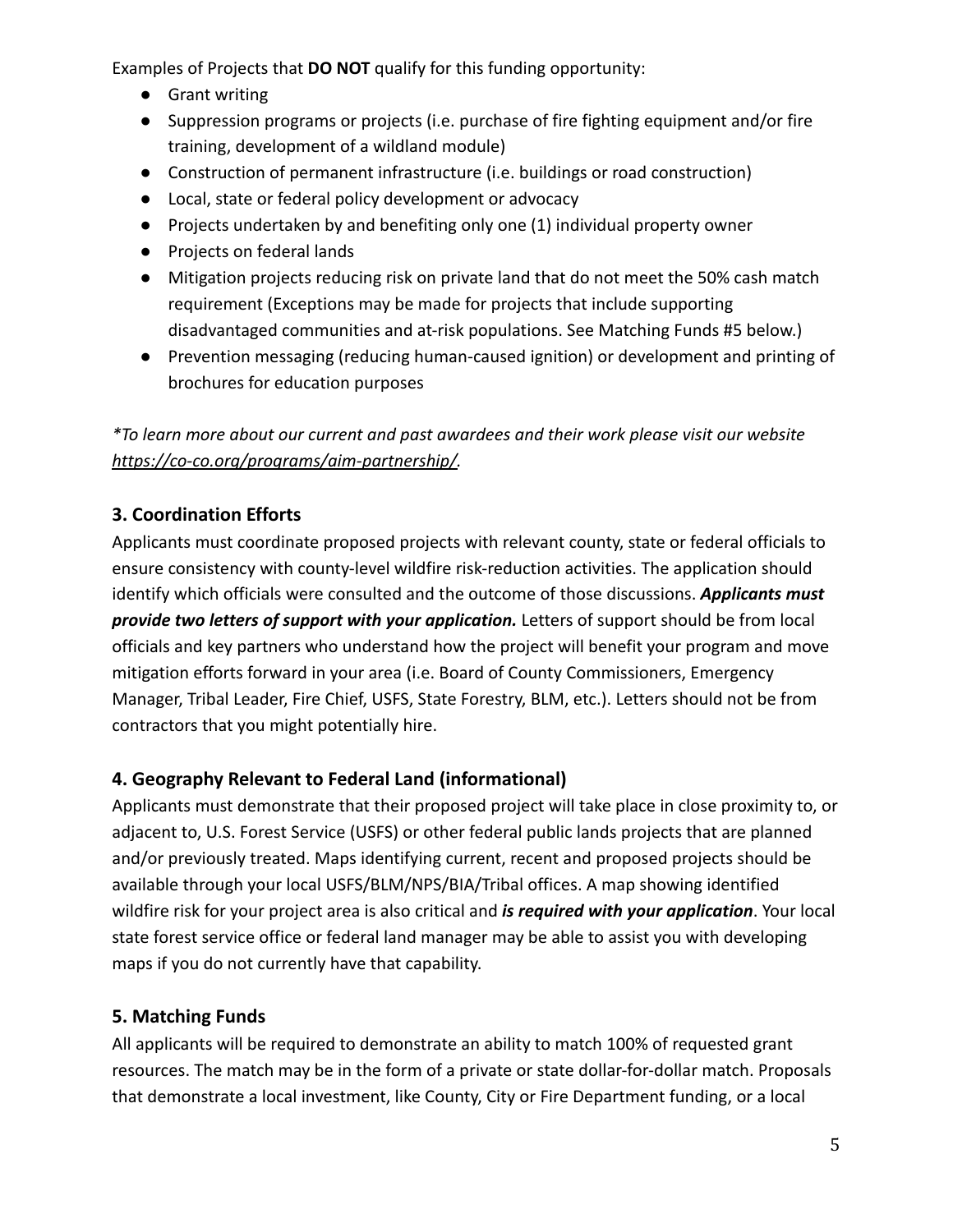Examples of Projects that **DO NOT** qualify for this funding opportunity:

- Grant writing
- Suppression programs or projects (i.e. purchase of fire fighting equipment and/or fire training, development of a wildland module)
- Construction of permanent infrastructure (i.e. buildings or road construction)
- Local, state or federal policy development or advocacy
- Projects undertaken by and benefiting only one (1) individual property owner
- Projects on federal lands
- Mitigation projects reducing risk on private land that do not meet the 50% cash match requirement (Exceptions may be made for projects that include supporting disadvantaged communities and at-risk populations. See Matching Funds #5 below.)
- Prevention messaging (reducing human-caused ignition) or development and printing of brochures for education purposes

*\*To learn more about our current and past awardees and their work please visit our website [https://co-co.org/programs/aim-partnership/](https://co-co.org/programs/aim-partnership/).*

## 3. Coordination Efforts

Applicants must coordinate proposed projects with relevant county, state or federal officials to ensure consistency with county-level wildfire risk-reduction activities. The application should identify which officials were consulted and the outcome of those discussions. ***Applicants must provide two letters of support with your application.*** Letters of support should be from local officials and key partners who understand how the project will benefit your program and move mitigation efforts forward in your area (i.e. Board of County Commissioners, Emergency Manager, Tribal Leader, Fire Chief, USFS, State Forestry, BLM, etc.). Letters should not be from contractors that you might potentially hire.

## 4. Geography Relevant to Federal Land (informational)

Applicants must demonstrate that their proposed project will take place in close proximity to, or adjacent to, U.S. Forest Service (USFS) or other federal public lands projects that are planned and/or previously treated. Maps identifying current, recent and proposed projects should be available through your local USFS/BLM/NPS/BIA/Tribal offices. A map showing identified wildfire risk for your project area is also critical and ***is required with your application***. Your local state forest service office or federal land manager may be able to assist you with developing maps if you do not currently have that capability.

## 5. Matching Funds

All applicants will be required to demonstrate an ability to match 100% of requested grant resources. The match may be in the form of a private or state dollar-for-dollar match. Proposals that demonstrate a local investment, like County, City or Fire Department funding, or a local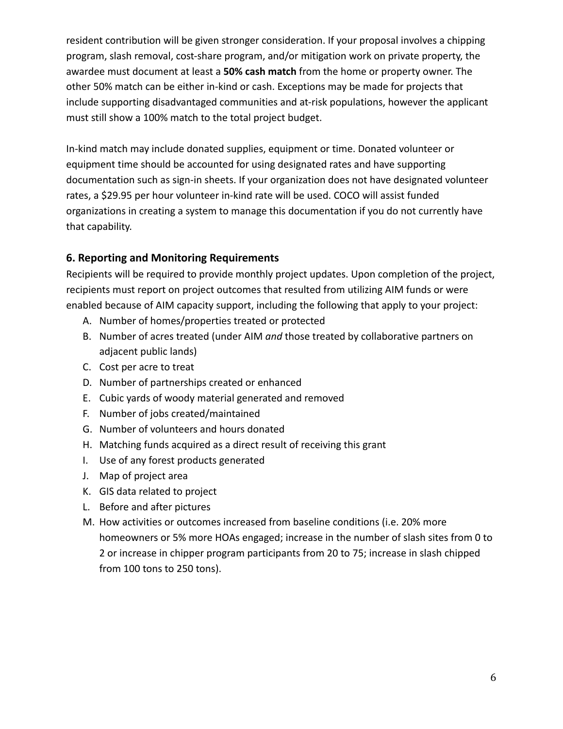resident contribution will be given stronger consideration. If your proposal involves a chipping program, slash removal, cost-share program, and/or mitigation work on private property, the awardee must document at least a **50% cash match** from the home or property owner. The other 50% match can be either in-kind or cash. Exceptions may be made for projects that include supporting disadvantaged communities and at-risk populations, however the applicant must still show a 100% match to the total project budget.

In-kind match may include donated supplies, equipment or time. Donated volunteer or equipment time should be accounted for using designated rates and have supporting documentation such as sign-in sheets. If your organization does not have designated volunteer rates, a $29.95 per hour volunteer in-kind rate will be used. COCO will assist funded organizations in creating a system to manage this documentation if you do not currently have that capability.

### 6. Reporting and Monitoring Requirements

Recipients will be required to provide monthly project updates. Upon completion of the project, recipients must report on project outcomes that resulted from utilizing AIM funds or were enabled because of AIM capacity support, including the following that apply to your project:

A. Number of homes/properties treated or protected
B. Number of acres treated (under AIM *and* those treated by collaborative partners on adjacent public lands)
C. Cost per acre to treat
D. Number of partnerships created or enhanced
E. Cubic yards of woody material generated and removed
F. Number of jobs created/maintained
G. Number of volunteers and hours donated
H. Matching funds acquired as a direct result of receiving this grant
I. Use of any forest products generated
J. Map of project area
K. GIS data related to project
L. Before and after pictures
M. How activities or outcomes increased from baseline conditions (i.e. 20% more homeowners or 5% more HOAs engaged; increase in the number of slash sites from 0 to 2 or increase in chipper program participants from 20 to 75; increase in slash chipped from 100 tons to 250 tons).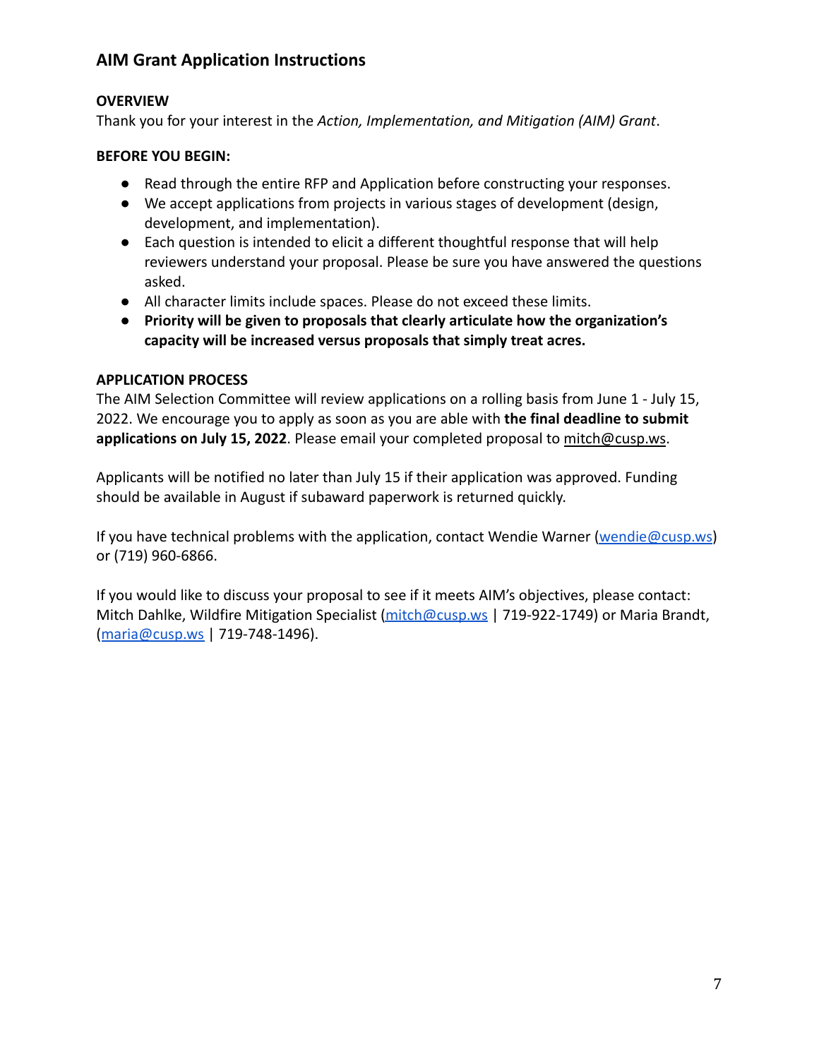## AIM Grant Application Instructions

**OVERVIEW**

Thank you for your interest in the *Action, Implementation, and Mitigation (AIM) Grant*.

**BEFORE YOU BEGIN:**

- Read through the entire RFP and Application before constructing your responses.
- We accept applications from projects in various stages of development (design, development, and implementation).
- Each question is intended to elicit a different thoughtful response that will help reviewers understand your proposal. Please be sure you have answered the questions asked.
- All character limits include spaces. Please do not exceed these limits.
- **Priority will be given to proposals that clearly articulate how the organization's capacity will be increased versus proposals that simply treat acres.**

**APPLICATION PROCESS**

The AIM Selection Committee will review applications on a rolling basis from June 1 - July 15, 2022. We encourage you to apply as soon as you are able with **the final deadline to submit applications on July 15, 2022**. Please email your completed proposal to mitch@cusp.ws.

Applicants will be notified no later than July 15 if their application was approved. Funding should be available in August if subaward paperwork is returned quickly.

If you have technical problems with the application, contact Wendie Warner (wendie@cusp.ws) or (719) 960-6866.

If you would like to discuss your proposal to see if it meets AIM's objectives, please contact: Mitch Dahlke, Wildfire Mitigation Specialist (mitch@cusp.ws | 719-922-1749) or Maria Brandt, (maria@cusp.ws | 719-748-1496).